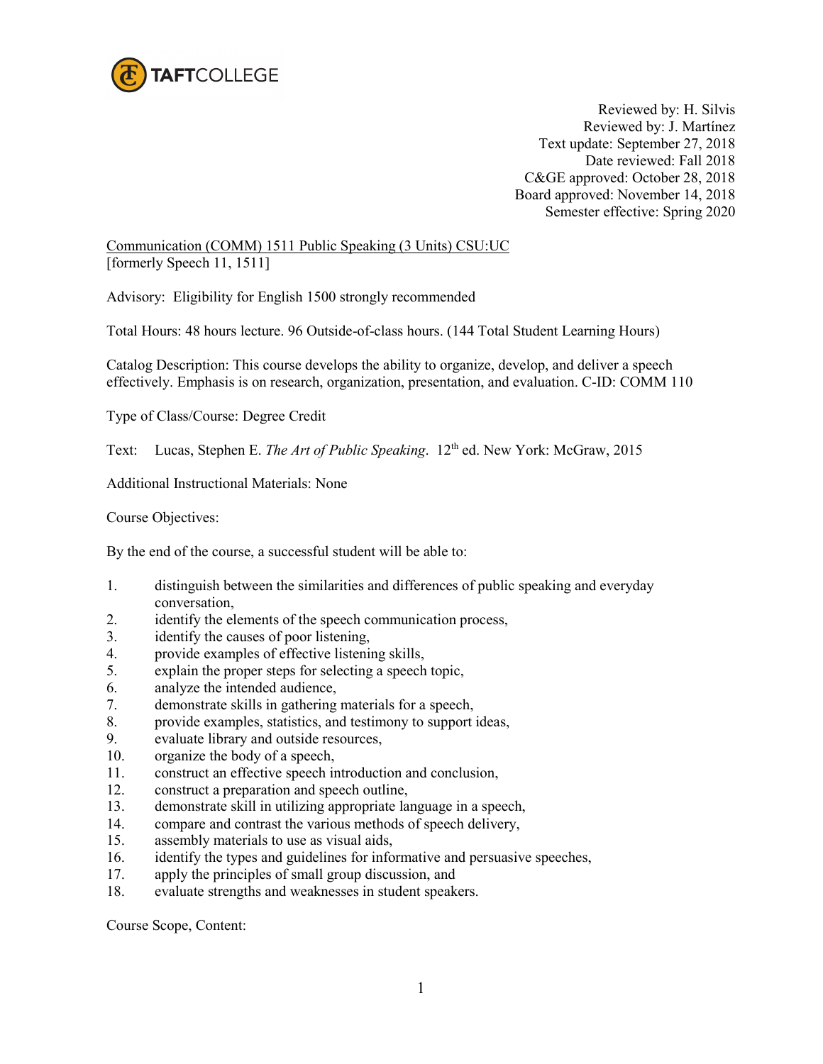TAFTCOLLEGE

Reviewed by: H. Silvis
Reviewed by: J. Martínez
Text update: September 27, 2018
Date reviewed: Fall 2018
C&GE approved: October 28, 2018
Board approved: November 14, 2018
Semester effective: Spring 2020

Communication (COMM) 1511 Public Speaking (3 Units) CSU:UC
[formerly Speech 11, 1511]

Advisory: Eligibility for English 1500 strongly recommended

Total Hours: 48 hours lecture. 96 Outside-of-class hours. (144 Total Student Learning Hours)

Catalog Description: This course develops the ability to organize, develop, and deliver a speech effectively. Emphasis is on research, organization, presentation, and evaluation. C-ID: COMM 110

Type of Class/Course: Degree Credit

Text: Lucas, Stephen E. *The Art of Public Speaking*. 12th ed. New York: McGraw, 2015

Additional Instructional Materials: None

Course Objectives:

By the end of the course, a successful student will be able to:

1. distinguish between the similarities and differences of public speaking and everyday conversation,
2. identify the elements of the speech communication process,
3. identify the causes of poor listening,
4. provide examples of effective listening skills,
5. explain the proper steps for selecting a speech topic,
6. analyze the intended audience,
7. demonstrate skills in gathering materials for a speech,
8. provide examples, statistics, and testimony to support ideas,
9. evaluate library and outside resources,
10. organize the body of a speech,
11. construct an effective speech introduction and conclusion,
12. construct a preparation and speech outline,
13. demonstrate skill in utilizing appropriate language in a speech,
14. compare and contrast the various methods of speech delivery,
15. assembly materials to use as visual aids,
16. identify the types and guidelines for informative and persuasive speeches,
17. apply the principles of small group discussion, and
18. evaluate strengths and weaknesses in student speakers.

Course Scope, Content: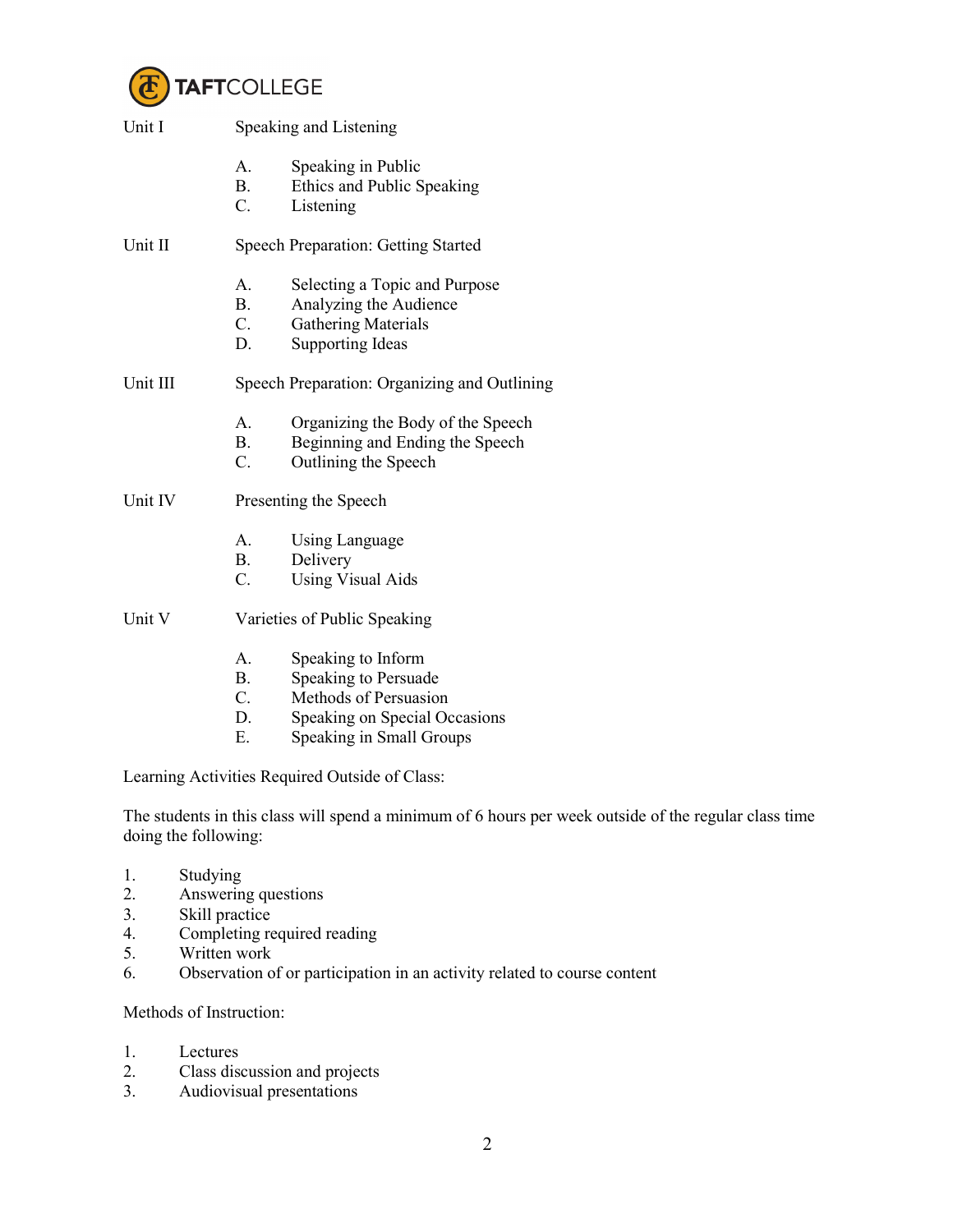Unit I Speaking and Listening

A. Speaking in Public
B. Ethics and Public Speaking
C. Listening

Unit II Speech Preparation: Getting Started

A. Selecting a Topic and Purpose
B. Analyzing the Audience
C. Gathering Materials
D. Supporting Ideas

Unit III Speech Preparation: Organizing and Outlining

A. Organizing the Body of the Speech
B. Beginning and Ending the Speech
C. Outlining the Speech

Unit IV Presenting the Speech

A. Using Language
B. Delivery
C. Using Visual Aids

Unit V Varieties of Public Speaking

A. Speaking to Inform
B. Speaking to Persuade
C. Methods of Persuasion
D. Speaking on Special Occasions
E. Speaking in Small Groups

Learning Activities Required Outside of Class:

The students in this class will spend a minimum of 6 hours per week outside of the regular class time doing the following:

1. Studying
2. Answering questions
3. Skill practice
4. Completing required reading
5. Written work
6. Observation of or participation in an activity related to course content

Methods of Instruction:

1. Lectures
2. Class discussion and projects
3. Audiovisual presentations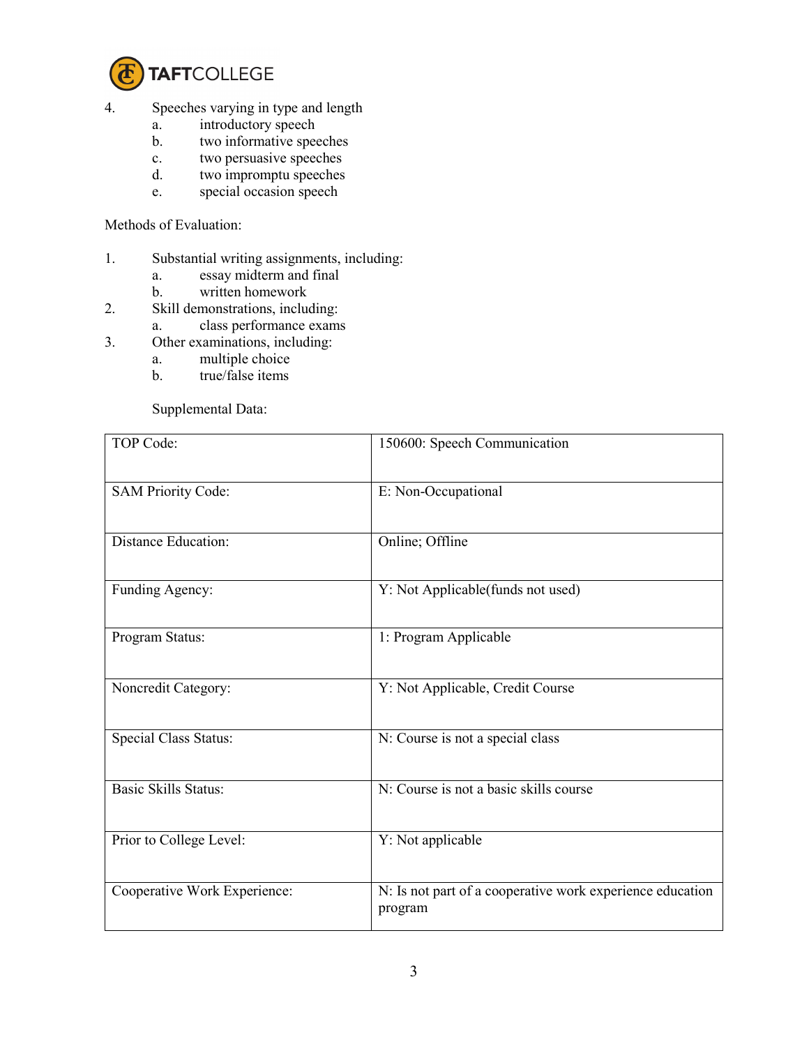4. Speeches varying in type and length
    a. introductory speech
    b. two informative speeches
    c. two persuasive speeches
    d. two impromptu speeches
    e. special occasion speech

Methods of Evaluation:

1. Substantial writing assignments, including:
    a. essay midterm and final
    b. written homework
2. Skill demonstrations, including:
    a. class performance exams
3. Other examinations, including:
    a. multiple choice
    b. true/false items

Supplemental Data:

| | |
|---|---|
| TOP Code: | 150600: Speech Communication |
| SAM Priority Code: | E: Non-Occupational |
| Distance Education: | Online; Offline |
| Funding Agency: | Y: Not Applicable(funds not used) |
| Program Status: | 1: Program Applicable |
| Noncredit Category: | Y: Not Applicable, Credit Course |
| Special Class Status: | N: Course is not a special class |
| Basic Skills Status: | N: Course is not a basic skills course |
| Prior to College Level: | Y: Not applicable |
| Cooperative Work Experience: | N: Is not part of a cooperative work experience education program |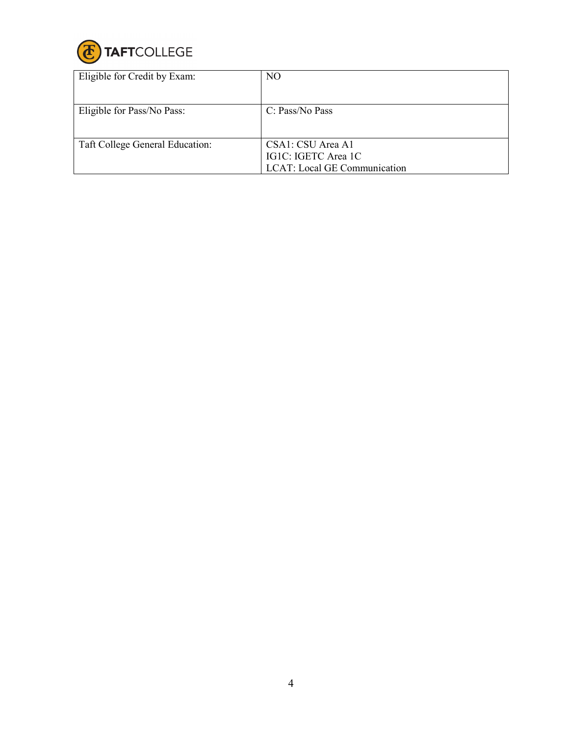| | |
|---|---|
| Eligible for Credit by Exam: | NO |
| Eligible for Pass/No Pass: | C: Pass/No Pass |
| Taft College General Education: | CSA1: CSU Area A1<br>IG1C: IGETC Area 1C<br>LCAT: Local GE Communication |